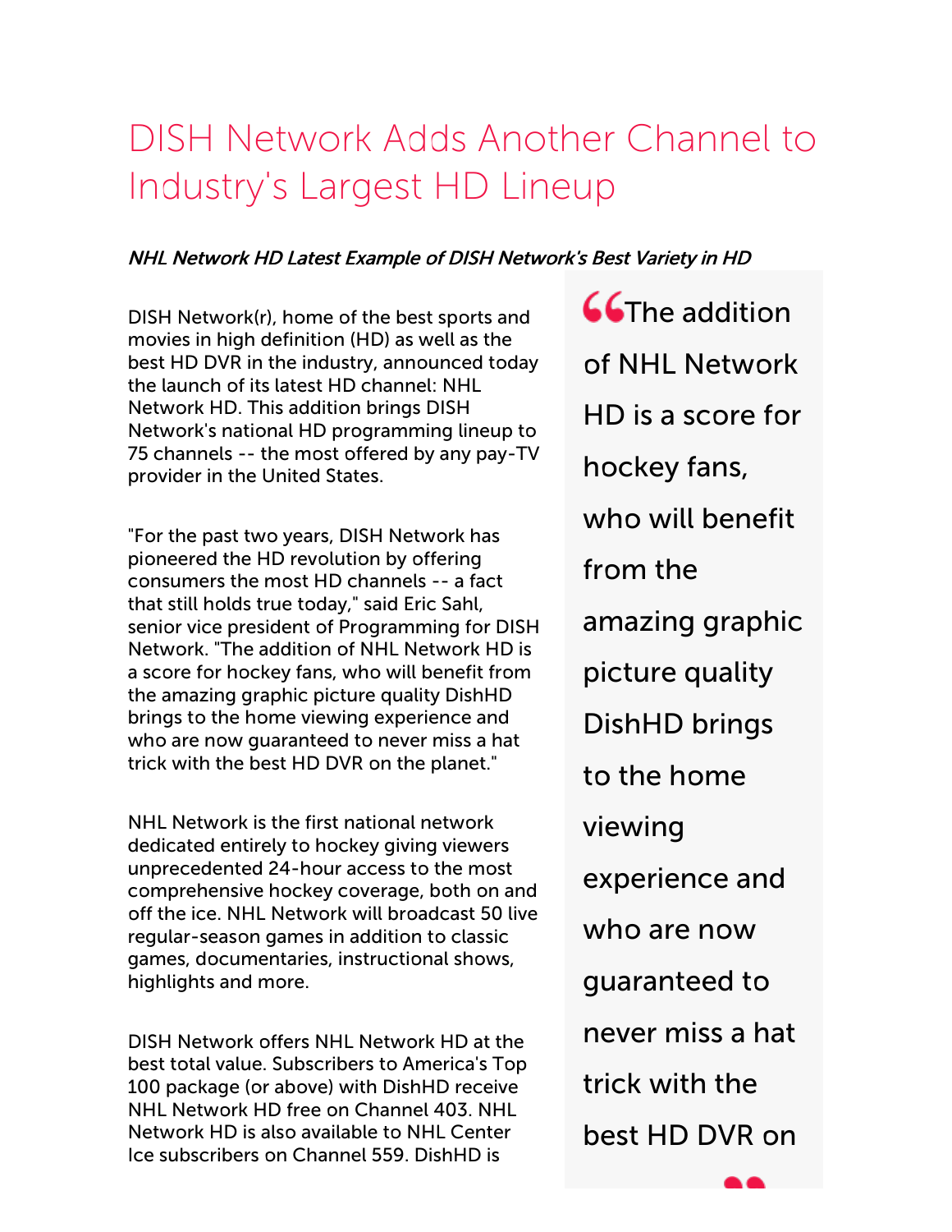# DISH Network Adds Another Channel to Industry's Largest HD Lineup

***NHL Network HD Latest Example of DISH Network's Best Variety in HD***

> "The addition of NHL Network HD is a score for hockey fans, who will benefit from the amazing graphic picture quality DishHD brings to the home viewing experience and who are now guaranteed to never miss a hat trick with the best HD DVR on

DISH Network(r), home of the best sports and movies in high definition (HD) as well as the best HD DVR in the industry, announced today the launch of its latest HD channel: NHL Network HD. This addition brings DISH Network's national HD programming lineup to 75 channels -- the most offered by any pay-TV provider in the United States.

"For the past two years, DISH Network has pioneered the HD revolution by offering consumers the most HD channels -- a fact that still holds true today," said Eric Sahl, senior vice president of Programming for DISH Network. "The addition of NHL Network HD is a score for hockey fans, who will benefit from the amazing graphic picture quality DishHD brings to the home viewing experience and who are now guaranteed to never miss a hat trick with the best HD DVR on the planet."

NHL Network is the first national network dedicated entirely to hockey giving viewers unprecedented 24-hour access to the most comprehensive hockey coverage, both on and off the ice. NHL Network will broadcast 50 live regular-season games in addition to classic games, documentaries, instructional shows, highlights and more.

DISH Network offers NHL Network HD at the best total value. Subscribers to America's Top 100 package (or above) with DishHD receive NHL Network HD free on Channel 403. NHL Network HD is also available to NHL Center Ice subscribers on Channel 559. DishHD is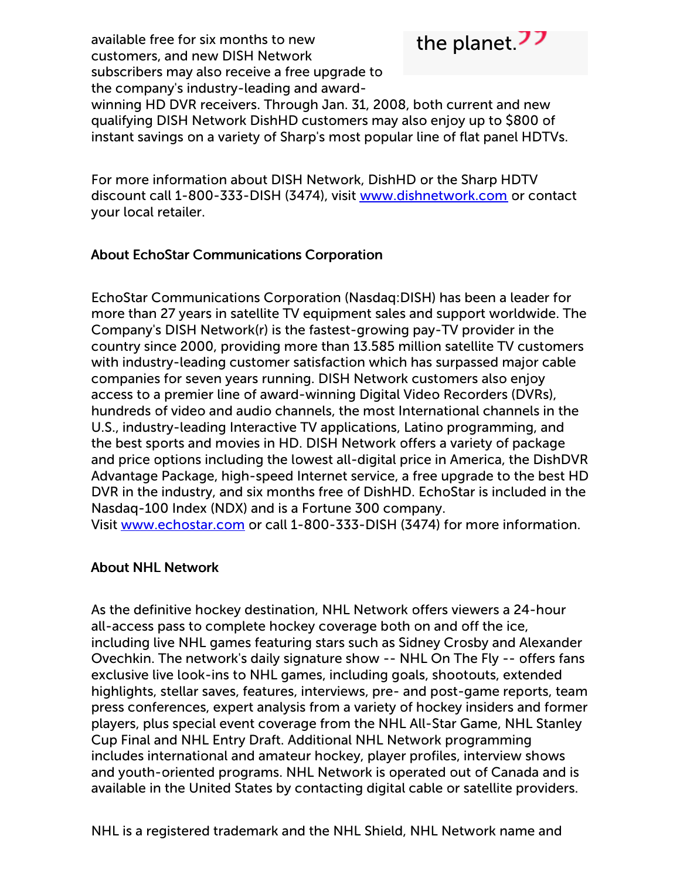available free for six months to new customers, and new DISH Network subscribers may also receive a free upgrade to the company's industry-leading and award-winning HD DVR receivers. Through Jan. 31, 2008, both current and new qualifying DISH Network DishHD customers may also enjoy up to $800 of instant savings on a variety of Sharp's most popular line of flat panel HDTVs.

For more information about DISH Network, DishHD or the Sharp HDTV discount call 1-800-333-DISH (3474), visit [www.dishnetwork.com](http://www.dishnetwork.com) or contact your local retailer.

### About EchoStar Communications Corporation

EchoStar Communications Corporation (Nasdaq:DISH) has been a leader for more than 27 years in satellite TV equipment sales and support worldwide. The Company's DISH Network(r) is the fastest-growing pay-TV provider in the country since 2000, providing more than 13.585 million satellite TV customers with industry-leading customer satisfaction which has surpassed major cable companies for seven years running. DISH Network customers also enjoy access to a premier line of award-winning Digital Video Recorders (DVRs), hundreds of video and audio channels, the most International channels in the U.S., industry-leading Interactive TV applications, Latino programming, and the best sports and movies in HD. DISH Network offers a variety of package and price options including the lowest all-digital price in America, the DishDVR Advantage Package, high-speed Internet service, a free upgrade to the best HD DVR in the industry, and six months free of DishHD. EchoStar is included in the Nasdaq-100 Index (NDX) and is a Fortune 300 company.
Visit [www.echostar.com](http://www.echostar.com) or call 1-800-333-DISH (3474) for more information.

### About NHL Network

As the definitive hockey destination, NHL Network offers viewers a 24-hour all-access pass to complete hockey coverage both on and off the ice, including live NHL games featuring stars such as Sidney Crosby and Alexander Ovechkin. The network's daily signature show -- NHL On The Fly -- offers fans exclusive live look-ins to NHL games, including goals, shootouts, extended highlights, stellar saves, features, interviews, pre- and post-game reports, team press conferences, expert analysis from a variety of hockey insiders and former players, plus special event coverage from the NHL All-Star Game, NHL Stanley Cup Final and NHL Entry Draft. Additional NHL Network programming includes international and amateur hockey, player profiles, interview shows and youth-oriented programs. NHL Network is operated out of Canada and is available in the United States by contacting digital cable or satellite providers.

NHL is a registered trademark and the NHL Shield, NHL Network name and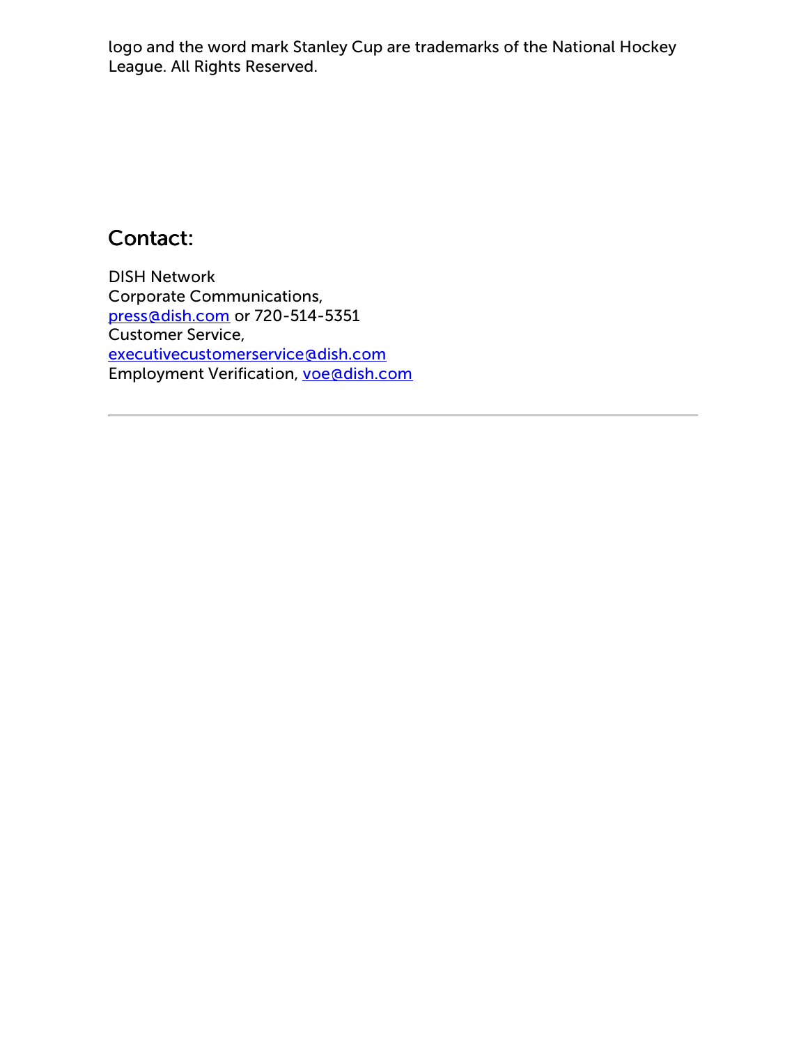logo and the word mark Stanley Cup are trademarks of the National Hockey League. All Rights Reserved.

## Contact:

DISH Network
Corporate Communications,
press@dish.com or 720-514-5351
Customer Service,
executivecustomerservice@dish.com
Employment Verification, voe@dish.com

---